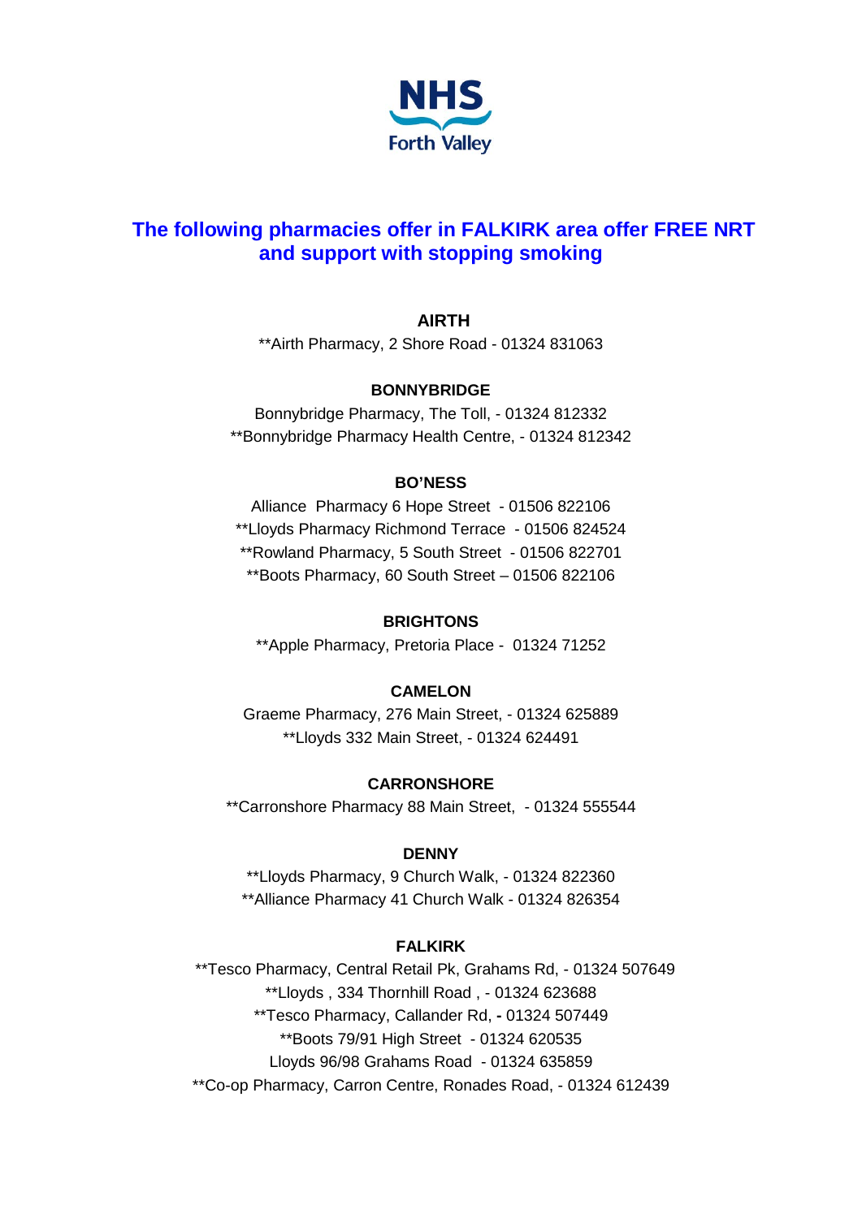NHS Forth Valley

# The following pharmacies offer in FALKIRK area offer FREE NRT and support with stopping smoking

### AIRTH

**Airth Pharmacy, 2 Shore Road - 01324 831063

### BONNYBRIDGE

Bonnybridge Pharmacy, The Toll, - 01324 812332

**Bonnybridge Pharmacy Health Centre, - 01324 812342

### BO'NESS

Alliance Pharmacy 6 Hope Street - 01506 822106

**Lloyds Pharmacy Richmond Terrace - 01506 824524

**Rowland Pharmacy, 5 South Street - 01506 822701

**Boots Pharmacy, 60 South Street – 01506 822106

### BRIGHTONS

**Apple Pharmacy, Pretoria Place - 01324 71252

### CAMELON

Graeme Pharmacy, 276 Main Street, - 01324 625889

**Lloyds 332 Main Street, - 01324 624491

### CARRONSHORE

**Carronshore Pharmacy 88 Main Street, - 01324 555544

### DENNY

**Lloyds Pharmacy, 9 Church Walk, - 01324 822360

**Alliance Pharmacy 41 Church Walk - 01324 826354

### FALKIRK

**Tesco Pharmacy, Central Retail Pk, Grahams Rd, - 01324 507649

**Lloyds , 334 Thornhill Road , - 01324 623688

**Tesco Pharmacy, Callander Rd, - 01324 507449

**Boots 79/91 High Street - 01324 620535

Lloyds 96/98 Grahams Road - 01324 635859

**Co-op Pharmacy, Carron Centre, Ronades Road, - 01324 612439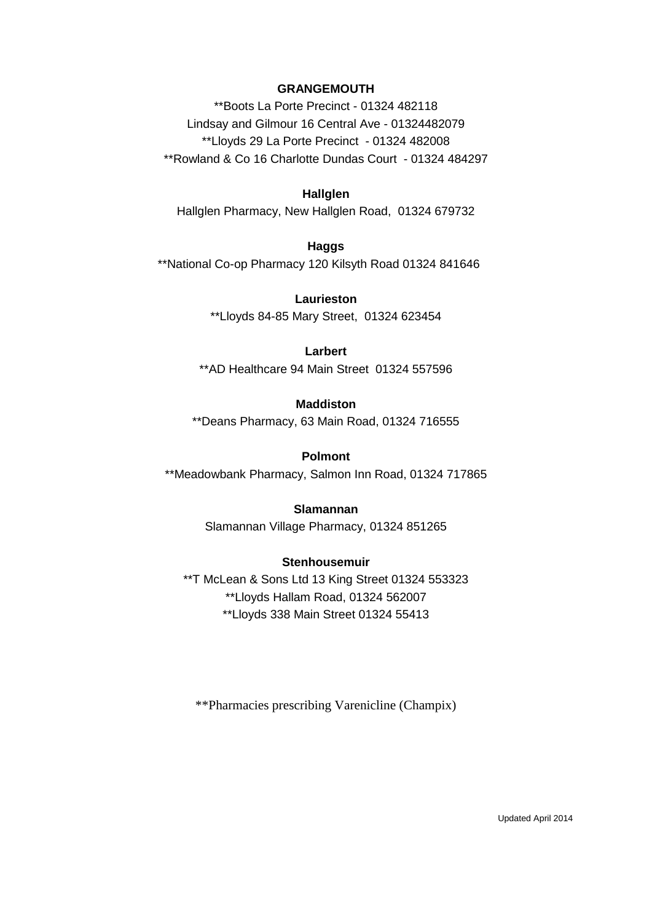**GRANGEMOUTH**

**Boots La Porte Precinct - 01324 482118

Lindsay and Gilmour 16 Central Ave - 01324482079

**Lloyds 29 La Porte Precinct - 01324 482008

**Rowland & Co 16 Charlotte Dundas Court - 01324 484297

**Hallglen**

Hallglen Pharmacy, New Hallglen Road, 01324 679732

**Haggs**

**National Co-op Pharmacy 120 Kilsyth Road 01324 841646

**Laurieston**

**Lloyds 84-85 Mary Street, 01324 623454

**Larbert**

**AD Healthcare 94 Main Street 01324 557596

**Maddiston**

**Deans Pharmacy, 63 Main Road, 01324 716555

**Polmont**

**Meadowbank Pharmacy, Salmon Inn Road, 01324 717865

**Slamannan**

Slamannan Village Pharmacy, 01324 851265

**Stenhousemuir**

**T McLean & Sons Ltd 13 King Street 01324 553323

**Lloyds Hallam Road, 01324 562007

**Lloyds 338 Main Street 01324 55413

**Pharmacies prescribing Varenicline (Champix)

Updated April 2014